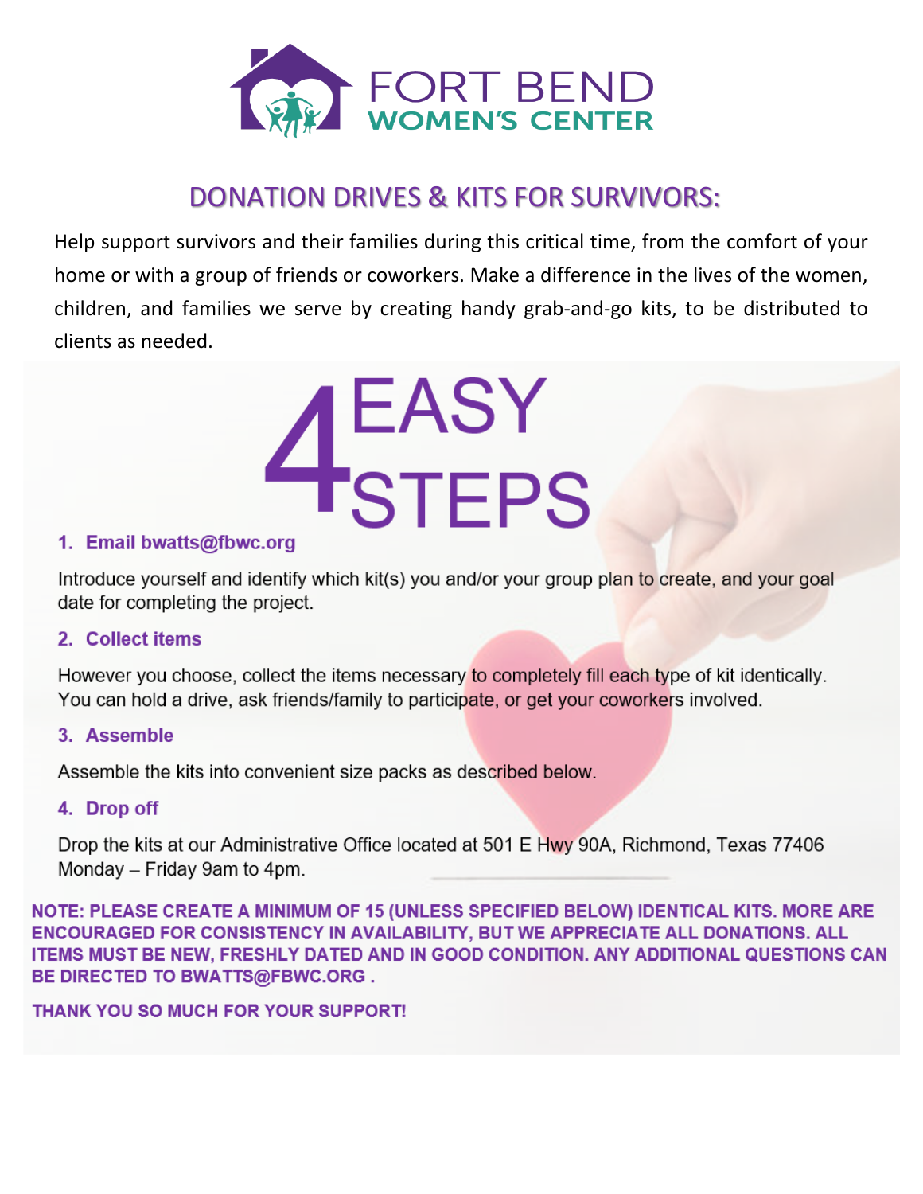# FORT BEND WOMEN'S CENTER

## DONATION DRIVES & KITS FOR SURVIVORS:

Help support survivors and their families during this critical time, from the comfort of your home or with a group of friends or coworkers. Make a difference in the lives of the women, children, and families we serve by creating handy grab-and-go kits, to be distributed to clients as needed.

## 4 EASY STEPS

1. **Email bwatts@fbwc.org**

   Introduce yourself and identify which kit(s) you and/or your group plan to create, and your goal date for completing the project.

2. **Collect items**

   However you choose, collect the items necessary to completely fill each type of kit identically. You can hold a drive, ask friends/family to participate, or get your coworkers involved.

3. **Assemble**

   Assemble the kits into convenient size packs as described below.

4. **Drop off**

   Drop the kits at our Administrative Office located at 501 E Hwy 90A, Richmond, Texas 77406 Monday – Friday 9am to 4pm.

**NOTE: PLEASE CREATE A MINIMUM OF 15 (UNLESS SPECIFIED BELOW) IDENTICAL KITS. MORE ARE ENCOURAGED FOR CONSISTENCY IN AVAILABILITY, BUT WE APPRECIATE ALL DONATIONS. ALL ITEMS MUST BE NEW, FRESHLY DATED AND IN GOOD CONDITION. ANY ADDITIONAL QUESTIONS CAN BE DIRECTED TO BWATTS@FBWC.ORG .**

**THANK YOU SO MUCH FOR YOUR SUPPORT!**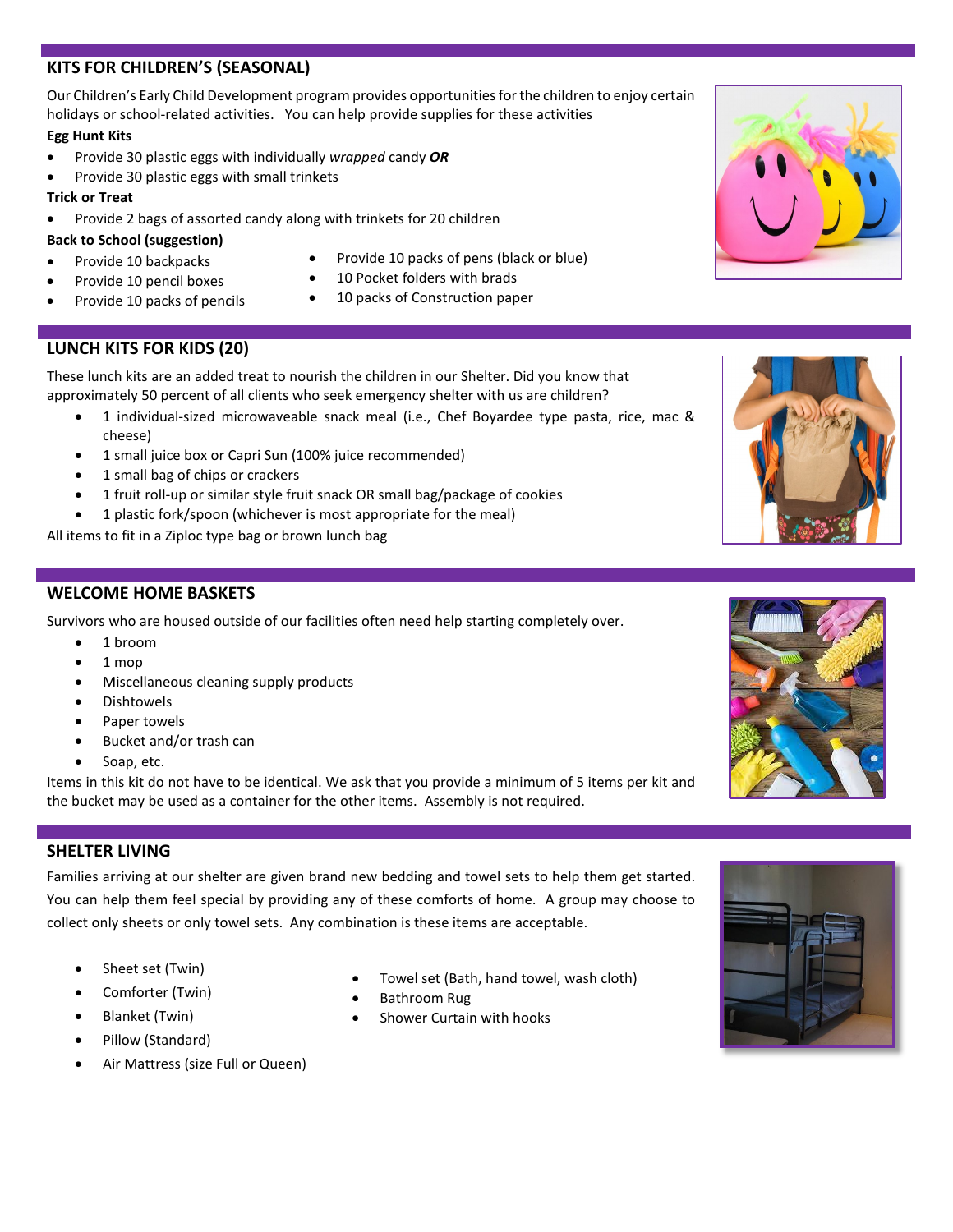## KITS FOR CHILDREN'S (SEASONAL)

Our Children's Early Child Development program provides opportunities for the children to enjoy certain holidays or school-related activities. You can help provide supplies for these activities

**Egg Hunt Kits**

- Provide 30 plastic eggs with individually *wrapped* candy ***OR***
- Provide 30 plastic eggs with small trinkets

**Trick or Treat**

- Provide 2 bags of assorted candy along with trinkets for 20 children

**Back to School (suggestion)**

- Provide 10 backpacks
- Provide 10 pencil boxes
- Provide 10 packs of pencils
- Provide 10 packs of pens (black or blue)
- 10 Pocket folders with brads
- 10 packs of Construction paper

## LUNCH KITS FOR KIDS (20)

These lunch kits are an added treat to nourish the children in our Shelter. Did you know that approximately 50 percent of all clients who seek emergency shelter with us are children?

- 1 individual-sized microwaveable snack meal (i.e., Chef Boyardee type pasta, rice, mac & cheese)
- 1 small juice box or Capri Sun (100% juice recommended)
- 1 small bag of chips or crackers
- 1 fruit roll-up or similar style fruit snack OR small bag/package of cookies
- 1 plastic fork/spoon (whichever is most appropriate for the meal)

All items to fit in a Ziploc type bag or brown lunch bag

## WELCOME HOME BASKETS

Survivors who are housed outside of our facilities often need help starting completely over.

- 1 broom
- 1 mop
- Miscellaneous cleaning supply products
- Dishtowels
- Paper towels
- Bucket and/or trash can
- Soap, etc.

Items in this kit do not have to be identical. We ask that you provide a minimum of 5 items per kit and the bucket may be used as a container for the other items. Assembly is not required.

## SHELTER LIVING

Families arriving at our shelter are given brand new bedding and towel sets to help them get started. You can help them feel special by providing any of these comforts of home. A group may choose to collect only sheets or only towel sets. Any combination is these items are acceptable.

- Sheet set (Twin)
- Comforter (Twin)
- Blanket (Twin)
- Pillow (Standard)
- Air Mattress (size Full or Queen)
- Towel set (Bath, hand towel, wash cloth)
- Bathroom Rug
- Shower Curtain with hooks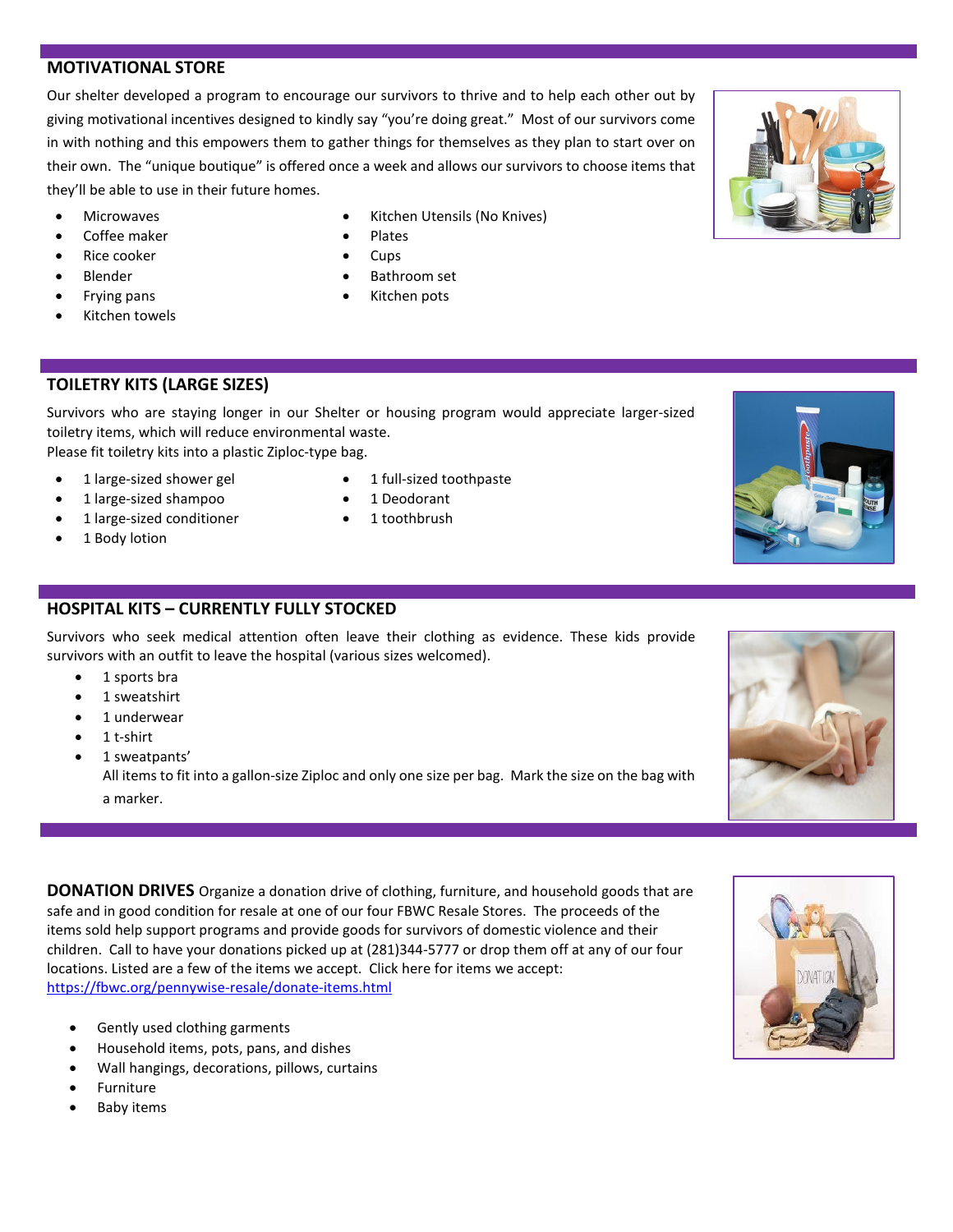## MOTIVATIONAL STORE

Our shelter developed a program to encourage our survivors to thrive and to help each other out by giving motivational incentives designed to kindly say "you're doing great." Most of our survivors come in with nothing and this empowers them to gather things for themselves as they plan to start over on their own. The "unique boutique" is offered once a week and allows our survivors to choose items that they'll be able to use in their future homes.

- Microwaves
- Coffee maker
- Rice cooker
- Blender
- Frying pans
- Kitchen towels
- Kitchen Utensils (No Knives)
- Plates
- Cups
- Bathroom set
- Kitchen pots

## TOILETRY KITS (LARGE SIZES)

Survivors who are staying longer in our Shelter or housing program would appreciate larger-sized toiletry items, which will reduce environmental waste.
Please fit toiletry kits into a plastic Ziploc-type bag.

- 1 large-sized shower gel
- 1 large-sized shampoo
- 1 large-sized conditioner
- 1 Body lotion
- 1 full-sized toothpaste
- 1 Deodorant
- 1 toothbrush

## HOSPITAL KITS – CURRENTLY FULLY STOCKED

Survivors who seek medical attention often leave their clothing as evidence. These kids provide survivors with an outfit to leave the hospital (various sizes welcomed).

- 1 sports bra
- 1 sweatshirt
- 1 underwear
- 1 t-shirt
- 1 sweatpants'

All items to fit into a gallon-size Ziploc and only one size per bag. Mark the size on the bag with a marker.

**DONATION DRIVES** Organize a donation drive of clothing, furniture, and household goods that are safe and in good condition for resale at one of our four FBWC Resale Stores. The proceeds of the items sold help support programs and provide goods for survivors of domestic violence and their children. Call to have your donations picked up at (281)344-5777 or drop them off at any of our four locations. Listed are a few of the items we accept. Click here for items we accept: https://fbwc.org/pennywise-resale/donate-items.html

- Gently used clothing garments
- Household items, pots, pans, and dishes
- Wall hangings, decorations, pillows, curtains
- Furniture
- Baby items